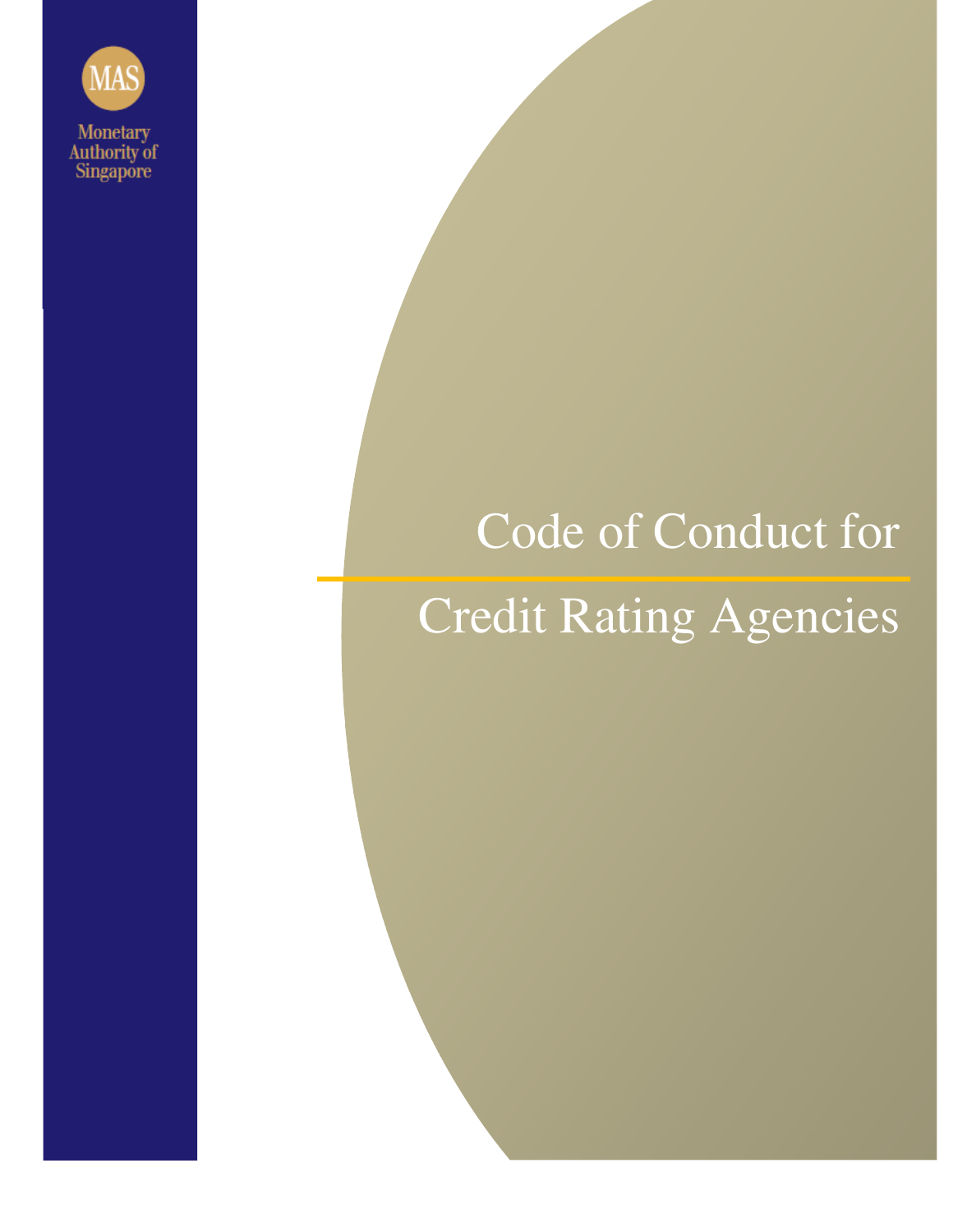MAS

Monetary Authority of Singapore

# Code of Conduct for Credit Rating Agencies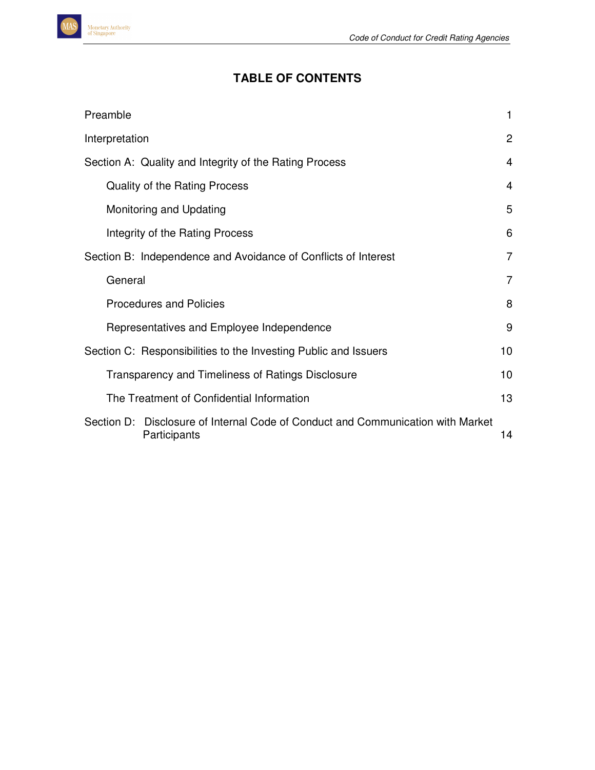# TABLE OF CONTENTS

| | |
|---|---|
| Preamble | 1 |
| Interpretation | 2 |
| Section A: Quality and Integrity of the Rating Process | 4 |
| Quality of the Rating Process | 4 |
| Monitoring and Updating | 5 |
| Integrity of the Rating Process | 6 |
| Section B: Independence and Avoidance of Conflicts of Interest | 7 |
| General | 7 |
| Procedures and Policies | 8 |
| Representatives and Employee Independence | 9 |
| Section C: Responsibilities to the Investing Public and Issuers | 10 |
| Transparency and Timeliness of Ratings Disclosure | 10 |
| The Treatment of Confidential Information | 13 |
| Section D: Disclosure of Internal Code of Conduct and Communication with Market Participants | 14 |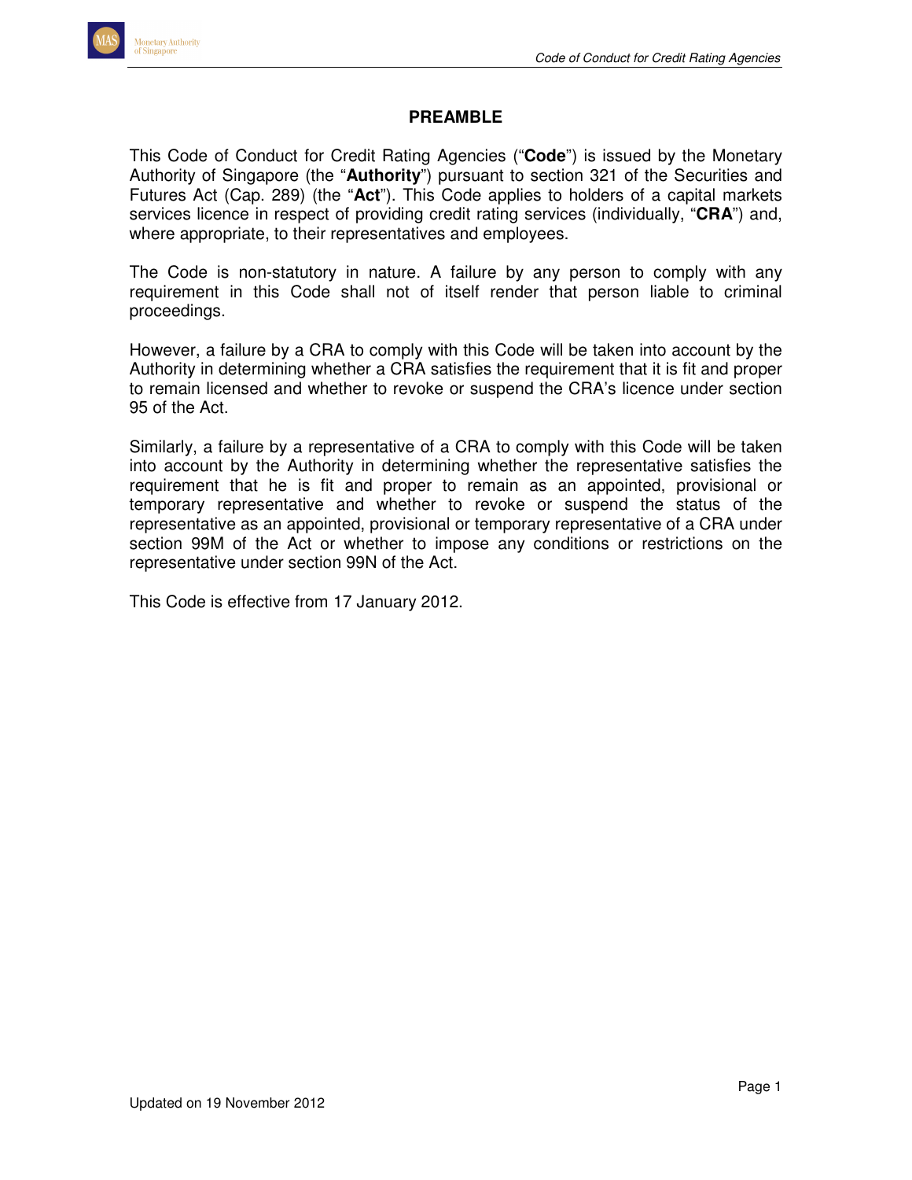# PREAMBLE

This Code of Conduct for Credit Rating Agencies ("**Code**") is issued by the Monetary Authority of Singapore (the "**Authority**") pursuant to section 321 of the Securities and Futures Act (Cap. 289) (the "**Act**"). This Code applies to holders of a capital markets services licence in respect of providing credit rating services (individually, "**CRA**") and, where appropriate, to their representatives and employees.

The Code is non-statutory in nature. A failure by any person to comply with any requirement in this Code shall not of itself render that person liable to criminal proceedings.

However, a failure by a CRA to comply with this Code will be taken into account by the Authority in determining whether a CRA satisfies the requirement that it is fit and proper to remain licensed and whether to revoke or suspend the CRA's licence under section 95 of the Act.

Similarly, a failure by a representative of a CRA to comply with this Code will be taken into account by the Authority in determining whether the representative satisfies the requirement that he is fit and proper to remain as an appointed, provisional or temporary representative and whether to revoke or suspend the status of the representative as an appointed, provisional or temporary representative of a CRA under section 99M of the Act or whether to impose any conditions or restrictions on the representative under section 99N of the Act.

This Code is effective from 17 January 2012.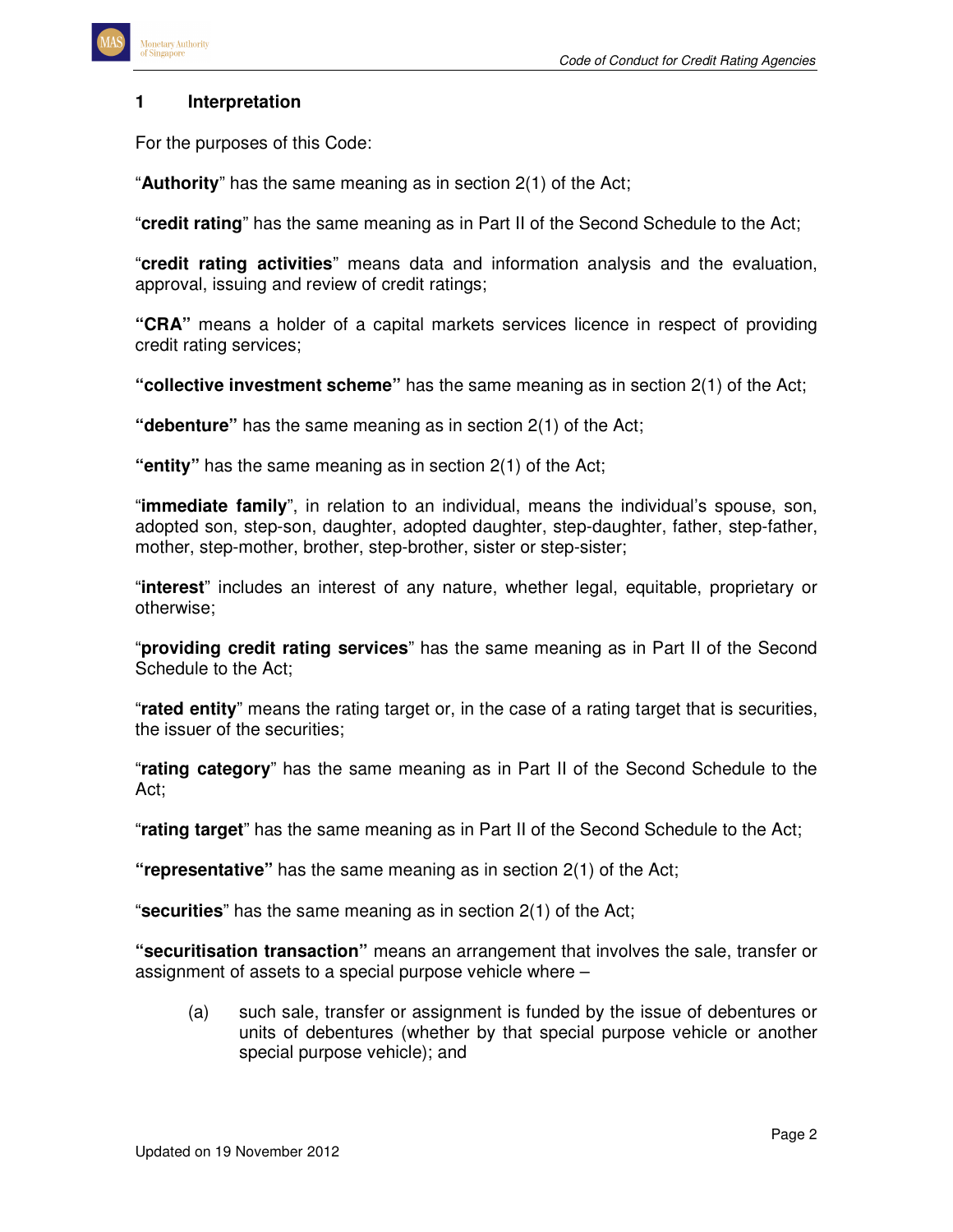## 1 Interpretation

For the purposes of this Code:

"**Authority**" has the same meaning as in section 2(1) of the Act;

"**credit rating**" has the same meaning as in Part II of the Second Schedule to the Act;

"**credit rating activities**" means data and information analysis and the evaluation, approval, issuing and review of credit ratings;

**"CRA"** means a holder of a capital markets services licence in respect of providing credit rating services;

**"collective investment scheme"** has the same meaning as in section 2(1) of the Act;

**"debenture"** has the same meaning as in section 2(1) of the Act;

**"entity"** has the same meaning as in section 2(1) of the Act;

"**immediate family**", in relation to an individual, means the individual's spouse, son, adopted son, step-son, daughter, adopted daughter, step-daughter, father, step-father, mother, step-mother, brother, step-brother, sister or step-sister;

"**interest**" includes an interest of any nature, whether legal, equitable, proprietary or otherwise;

"**providing credit rating services**" has the same meaning as in Part II of the Second Schedule to the Act;

"**rated entity**" means the rating target or, in the case of a rating target that is securities, the issuer of the securities;

"**rating category**" has the same meaning as in Part II of the Second Schedule to the Act;

"**rating target**" has the same meaning as in Part II of the Second Schedule to the Act;

**"representative"** has the same meaning as in section 2(1) of the Act;

"**securities**" has the same meaning as in section 2(1) of the Act;

**"securitisation transaction"** means an arrangement that involves the sale, transfer or assignment of assets to a special purpose vehicle where –

(a) such sale, transfer or assignment is funded by the issue of debentures or units of debentures (whether by that special purpose vehicle or another special purpose vehicle); and

Updated on 19 November 2012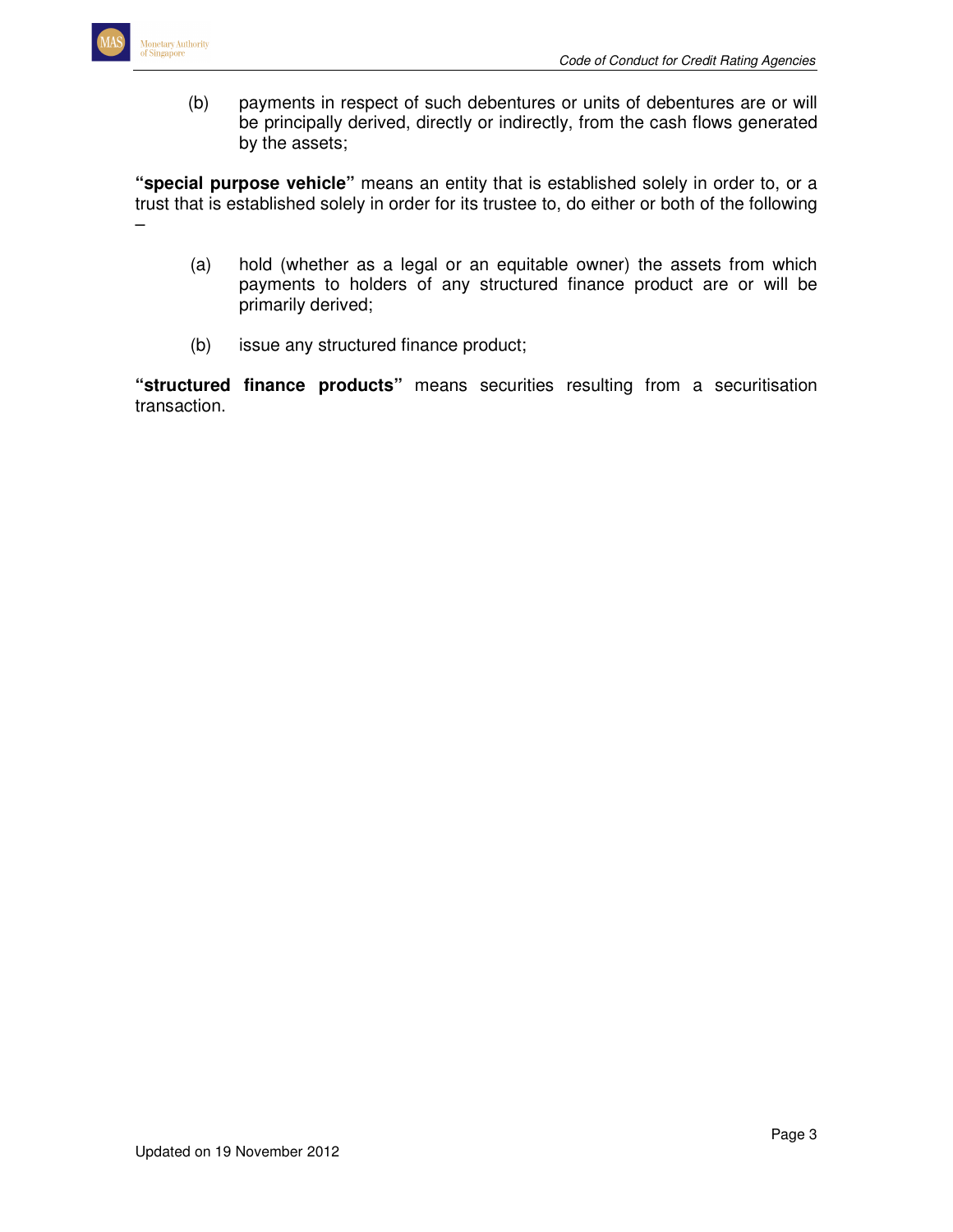(b) payments in respect of such debentures or units of debentures are or will be principally derived, directly or indirectly, from the cash flows generated by the assets;

**"special purpose vehicle"** means an entity that is established solely in order to, or a trust that is established solely in order for its trustee to, do either or both of the following –

(a) hold (whether as a legal or an equitable owner) the assets from which payments to holders of any structured finance product are or will be primarily derived;

(b) issue any structured finance product;

**"structured finance products"** means securities resulting from a securitisation transaction.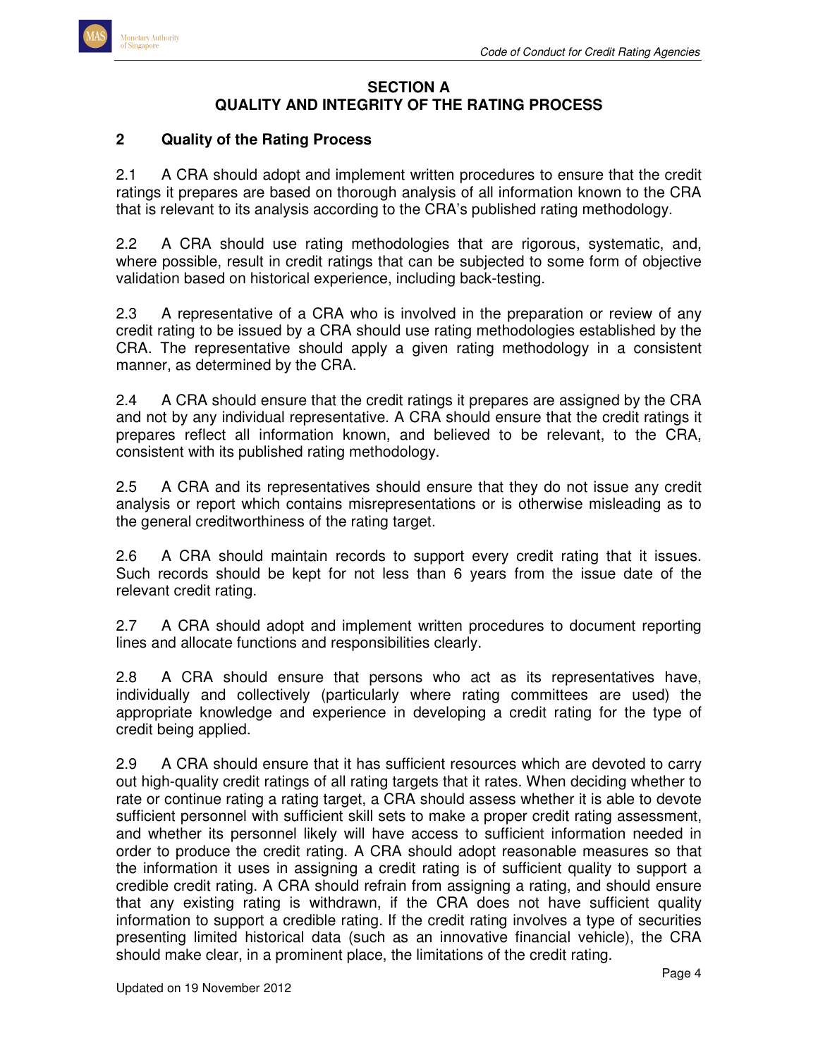# SECTION A
# QUALITY AND INTEGRITY OF THE RATING PROCESS

## 2 Quality of the Rating Process

2.1 A CRA should adopt and implement written procedures to ensure that the credit ratings it prepares are based on thorough analysis of all information known to the CRA that is relevant to its analysis according to the CRA's published rating methodology.

2.2 A CRA should use rating methodologies that are rigorous, systematic, and, where possible, result in credit ratings that can be subjected to some form of objective validation based on historical experience, including back-testing.

2.3 A representative of a CRA who is involved in the preparation or review of any credit rating to be issued by a CRA should use rating methodologies established by the CRA. The representative should apply a given rating methodology in a consistent manner, as determined by the CRA.

2.4 A CRA should ensure that the credit ratings it prepares are assigned by the CRA and not by any individual representative. A CRA should ensure that the credit ratings it prepares reflect all information known, and believed to be relevant, to the CRA, consistent with its published rating methodology.

2.5 A CRA and its representatives should ensure that they do not issue any credit analysis or report which contains misrepresentations or is otherwise misleading as to the general creditworthiness of the rating target.

2.6 A CRA should maintain records to support every credit rating that it issues. Such records should be kept for not less than 6 years from the issue date of the relevant credit rating.

2.7 A CRA should adopt and implement written procedures to document reporting lines and allocate functions and responsibilities clearly.

2.8 A CRA should ensure that persons who act as its representatives have, individually and collectively (particularly where rating committees are used) the appropriate knowledge and experience in developing a credit rating for the type of credit being applied.

2.9 A CRA should ensure that it has sufficient resources which are devoted to carry out high-quality credit ratings of all rating targets that it rates. When deciding whether to rate or continue rating a rating target, a CRA should assess whether it is able to devote sufficient personnel with sufficient skill sets to make a proper credit rating assessment, and whether its personnel likely will have access to sufficient information needed in order to produce the credit rating. A CRA should adopt reasonable measures so that the information it uses in assigning a credit rating is of sufficient quality to support a credible credit rating. A CRA should refrain from assigning a rating, and should ensure that any existing rating is withdrawn, if the CRA does not have sufficient quality information to support a credible rating. If the credit rating involves a type of securities presenting limited historical data (such as an innovative financial vehicle), the CRA should make clear, in a prominent place, the limitations of the credit rating.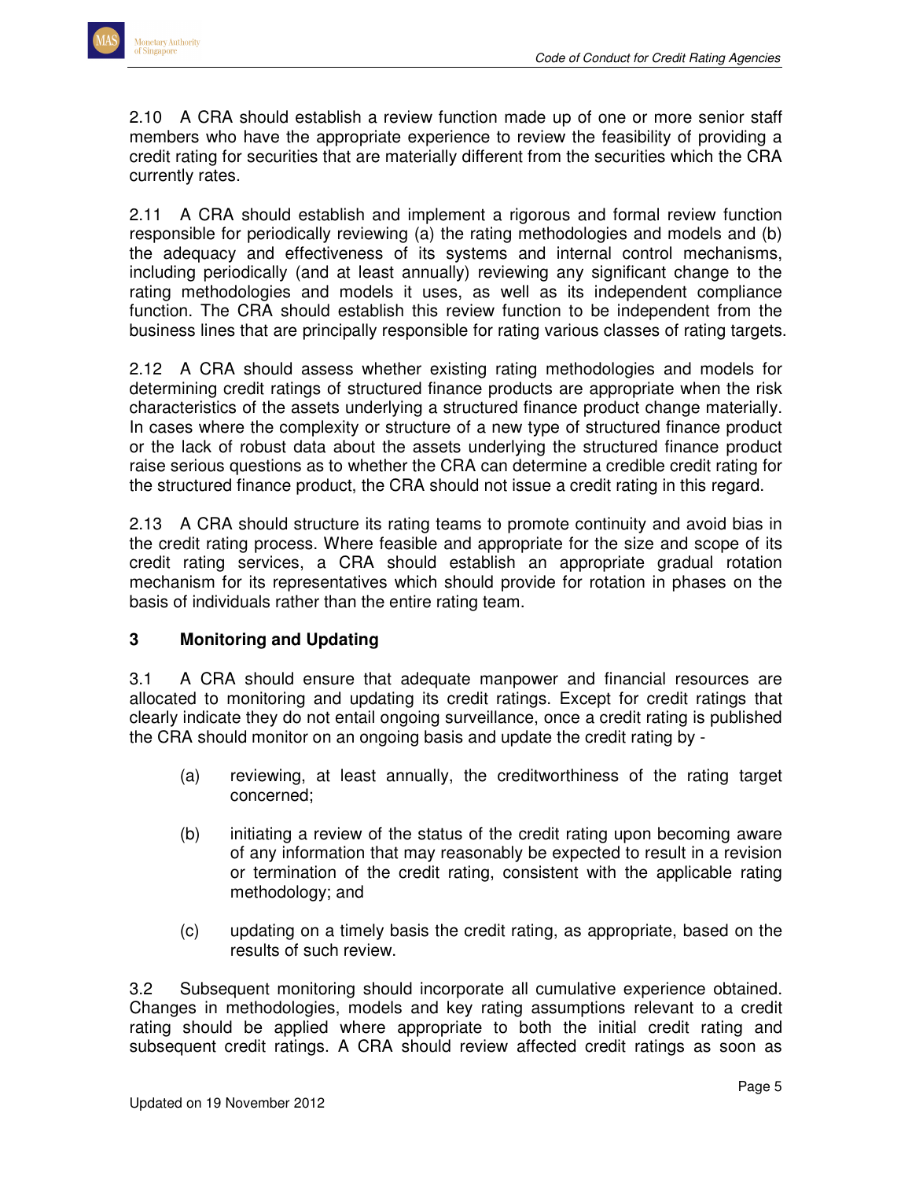2.10 A CRA should establish a review function made up of one or more senior staff members who have the appropriate experience to review the feasibility of providing a credit rating for securities that are materially different from the securities which the CRA currently rates.

2.11 A CRA should establish and implement a rigorous and formal review function responsible for periodically reviewing (a) the rating methodologies and models and (b) the adequacy and effectiveness of its systems and internal control mechanisms, including periodically (and at least annually) reviewing any significant change to the rating methodologies and models it uses, as well as its independent compliance function. The CRA should establish this review function to be independent from the business lines that are principally responsible for rating various classes of rating targets.

2.12 A CRA should assess whether existing rating methodologies and models for determining credit ratings of structured finance products are appropriate when the risk characteristics of the assets underlying a structured finance product change materially. In cases where the complexity or structure of a new type of structured finance product or the lack of robust data about the assets underlying the structured finance product raise serious questions as to whether the CRA can determine a credible credit rating for the structured finance product, the CRA should not issue a credit rating in this regard.

2.13 A CRA should structure its rating teams to promote continuity and avoid bias in the credit rating process. Where feasible and appropriate for the size and scope of its credit rating services, a CRA should establish an appropriate gradual rotation mechanism for its representatives which should provide for rotation in phases on the basis of individuals rather than the entire rating team.

## 3 Monitoring and Updating

3.1 A CRA should ensure that adequate manpower and financial resources are allocated to monitoring and updating its credit ratings. Except for credit ratings that clearly indicate they do not entail ongoing surveillance, once a credit rating is published the CRA should monitor on an ongoing basis and update the credit rating by -

(a) reviewing, at least annually, the creditworthiness of the rating target concerned;

(b) initiating a review of the status of the credit rating upon becoming aware of any information that may reasonably be expected to result in a revision or termination of the credit rating, consistent with the applicable rating methodology; and

(c) updating on a timely basis the credit rating, as appropriate, based on the results of such review.

3.2 Subsequent monitoring should incorporate all cumulative experience obtained. Changes in methodologies, models and key rating assumptions relevant to a credit rating should be applied where appropriate to both the initial credit rating and subsequent credit ratings. A CRA should review affected credit ratings as soon as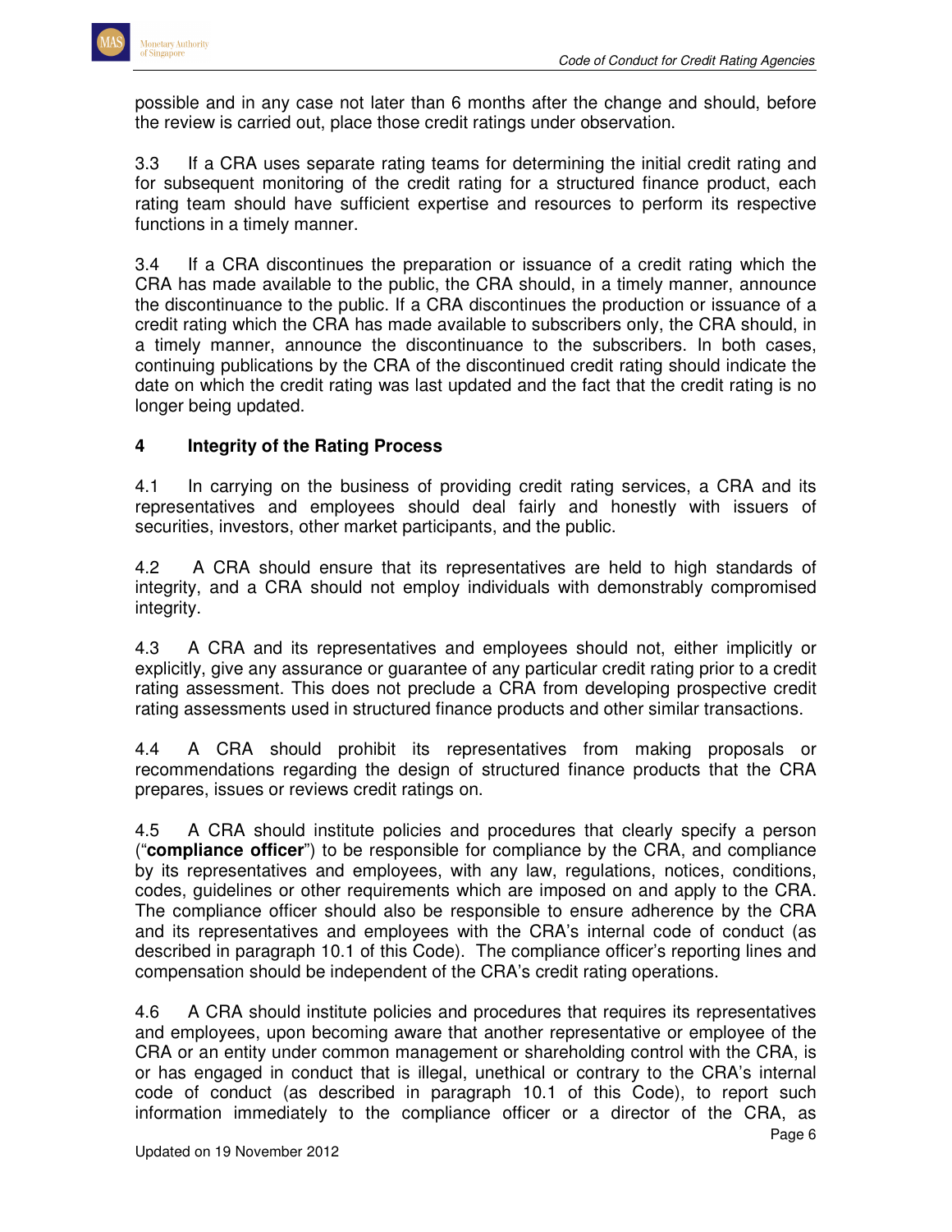possible and in any case not later than 6 months after the change and should, before the review is carried out, place those credit ratings under observation.

3.3 If a CRA uses separate rating teams for determining the initial credit rating and for subsequent monitoring of the credit rating for a structured finance product, each rating team should have sufficient expertise and resources to perform its respective functions in a timely manner.

3.4 If a CRA discontinues the preparation or issuance of a credit rating which the CRA has made available to the public, the CRA should, in a timely manner, announce the discontinuance to the public. If a CRA discontinues the production or issuance of a credit rating which the CRA has made available to subscribers only, the CRA should, in a timely manner, announce the discontinuance to the subscribers. In both cases, continuing publications by the CRA of the discontinued credit rating should indicate the date on which the credit rating was last updated and the fact that the credit rating is no longer being updated.

## 4 Integrity of the Rating Process

4.1 In carrying on the business of providing credit rating services, a CRA and its representatives and employees should deal fairly and honestly with issuers of securities, investors, other market participants, and the public.

4.2 A CRA should ensure that its representatives are held to high standards of integrity, and a CRA should not employ individuals with demonstrably compromised integrity.

4.3 A CRA and its representatives and employees should not, either implicitly or explicitly, give any assurance or guarantee of any particular credit rating prior to a credit rating assessment. This does not preclude a CRA from developing prospective credit rating assessments used in structured finance products and other similar transactions.

4.4 A CRA should prohibit its representatives from making proposals or recommendations regarding the design of structured finance products that the CRA prepares, issues or reviews credit ratings on.

4.5 A CRA should institute policies and procedures that clearly specify a person ("**compliance officer**") to be responsible for compliance by the CRA, and compliance by its representatives and employees, with any law, regulations, notices, conditions, codes, guidelines or other requirements which are imposed on and apply to the CRA. The compliance officer should also be responsible to ensure adherence by the CRA and its representatives and employees with the CRA's internal code of conduct (as described in paragraph 10.1 of this Code). The compliance officer's reporting lines and compensation should be independent of the CRA's credit rating operations.

4.6 A CRA should institute policies and procedures that requires its representatives and employees, upon becoming aware that another representative or employee of the CRA or an entity under common management or shareholding control with the CRA, is or has engaged in conduct that is illegal, unethical or contrary to the CRA's internal code of conduct (as described in paragraph 10.1 of this Code), to report such information immediately to the compliance officer or a director of the CRA, as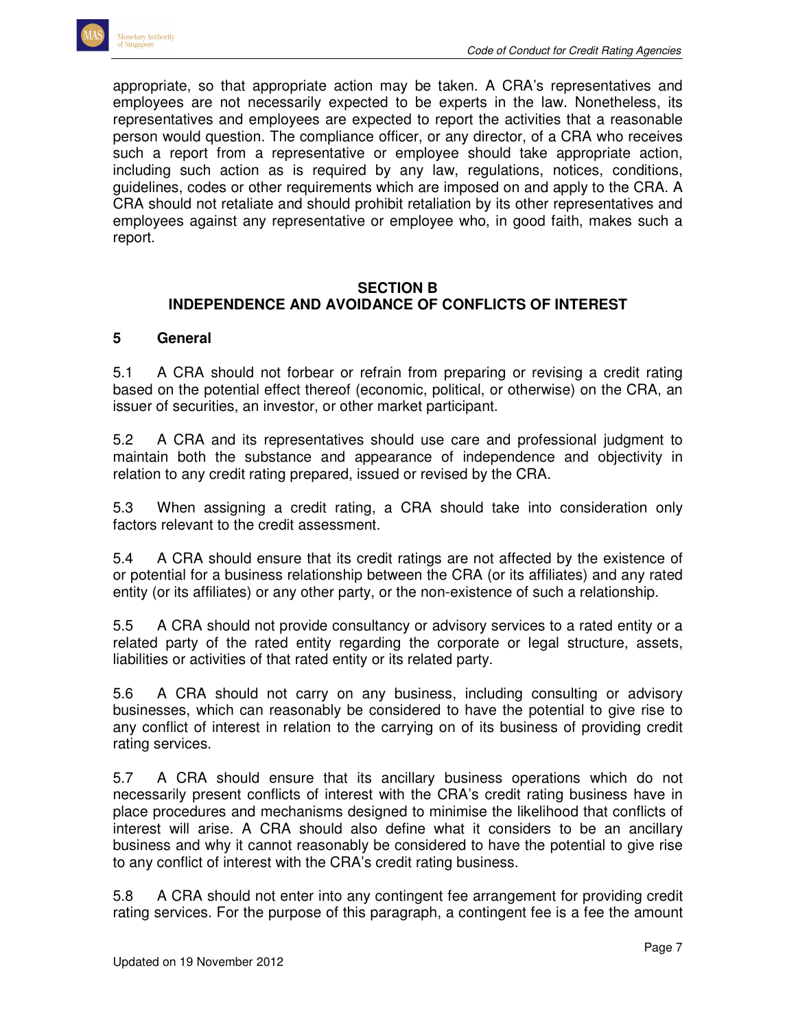appropriate, so that appropriate action may be taken. A CRA's representatives and employees are not necessarily expected to be experts in the law. Nonetheless, its representatives and employees are expected to report the activities that a reasonable person would question. The compliance officer, or any director, of a CRA who receives such a report from a representative or employee should take appropriate action, including such action as is required by any law, regulations, notices, conditions, guidelines, codes or other requirements which are imposed on and apply to the CRA. A CRA should not retaliate and should prohibit retaliation by its other representatives and employees against any representative or employee who, in good faith, makes such a report.

## SECTION B
## INDEPENDENCE AND AVOIDANCE OF CONFLICTS OF INTEREST

### 5 General

5.1 A CRA should not forbear or refrain from preparing or revising a credit rating based on the potential effect thereof (economic, political, or otherwise) on the CRA, an issuer of securities, an investor, or other market participant.

5.2 A CRA and its representatives should use care and professional judgment to maintain both the substance and appearance of independence and objectivity in relation to any credit rating prepared, issued or revised by the CRA.

5.3 When assigning a credit rating, a CRA should take into consideration only factors relevant to the credit assessment.

5.4 A CRA should ensure that its credit ratings are not affected by the existence of or potential for a business relationship between the CRA (or its affiliates) and any rated entity (or its affiliates) or any other party, or the non-existence of such a relationship.

5.5 A CRA should not provide consultancy or advisory services to a rated entity or a related party of the rated entity regarding the corporate or legal structure, assets, liabilities or activities of that rated entity or its related party.

5.6 A CRA should not carry on any business, including consulting or advisory businesses, which can reasonably be considered to have the potential to give rise to any conflict of interest in relation to the carrying on of its business of providing credit rating services.

5.7 A CRA should ensure that its ancillary business operations which do not necessarily present conflicts of interest with the CRA's credit rating business have in place procedures and mechanisms designed to minimise the likelihood that conflicts of interest will arise. A CRA should also define what it considers to be an ancillary business and why it cannot reasonably be considered to have the potential to give rise to any conflict of interest with the CRA's credit rating business.

5.8 A CRA should not enter into any contingent fee arrangement for providing credit rating services. For the purpose of this paragraph, a contingent fee is a fee the amount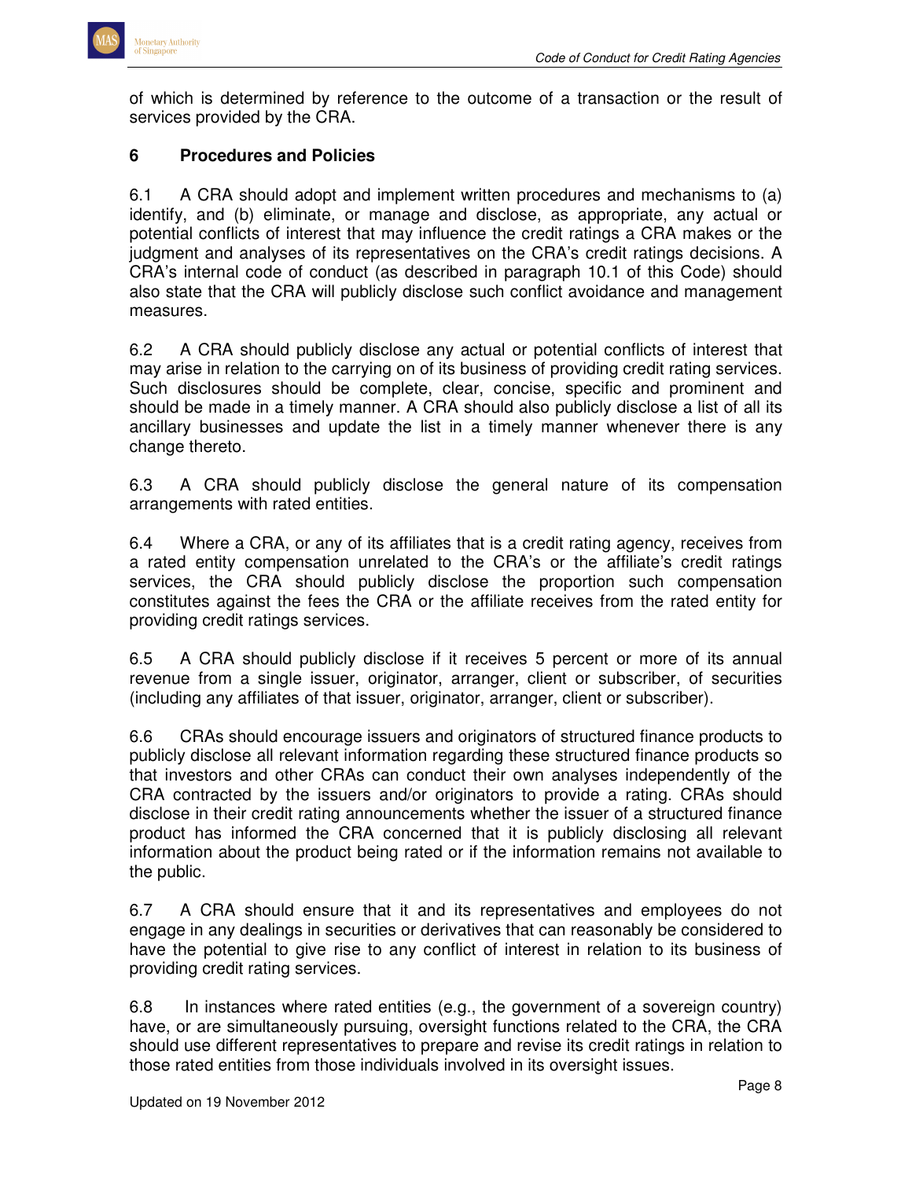of which is determined by reference to the outcome of a transaction or the result of services provided by the CRA.

## 6 Procedures and Policies

6.1 A CRA should adopt and implement written procedures and mechanisms to (a) identify, and (b) eliminate, or manage and disclose, as appropriate, any actual or potential conflicts of interest that may influence the credit ratings a CRA makes or the judgment and analyses of its representatives on the CRA's credit ratings decisions. A CRA's internal code of conduct (as described in paragraph 10.1 of this Code) should also state that the CRA will publicly disclose such conflict avoidance and management measures.

6.2 A CRA should publicly disclose any actual or potential conflicts of interest that may arise in relation to the carrying on of its business of providing credit rating services. Such disclosures should be complete, clear, concise, specific and prominent and should be made in a timely manner. A CRA should also publicly disclose a list of all its ancillary businesses and update the list in a timely manner whenever there is any change thereto.

6.3 A CRA should publicly disclose the general nature of its compensation arrangements with rated entities.

6.4 Where a CRA, or any of its affiliates that is a credit rating agency, receives from a rated entity compensation unrelated to the CRA's or the affiliate's credit ratings services, the CRA should publicly disclose the proportion such compensation constitutes against the fees the CRA or the affiliate receives from the rated entity for providing credit ratings services.

6.5 A CRA should publicly disclose if it receives 5 percent or more of its annual revenue from a single issuer, originator, arranger, client or subscriber, of securities (including any affiliates of that issuer, originator, arranger, client or subscriber).

6.6 CRAs should encourage issuers and originators of structured finance products to publicly disclose all relevant information regarding these structured finance products so that investors and other CRAs can conduct their own analyses independently of the CRA contracted by the issuers and/or originators to provide a rating. CRAs should disclose in their credit rating announcements whether the issuer of a structured finance product has informed the CRA concerned that it is publicly disclosing all relevant information about the product being rated or if the information remains not available to the public.

6.7 A CRA should ensure that it and its representatives and employees do not engage in any dealings in securities or derivatives that can reasonably be considered to have the potential to give rise to any conflict of interest in relation to its business of providing credit rating services.

6.8 In instances where rated entities (e.g., the government of a sovereign country) have, or are simultaneously pursuing, oversight functions related to the CRA, the CRA should use different representatives to prepare and revise its credit ratings in relation to those rated entities from those individuals involved in its oversight issues.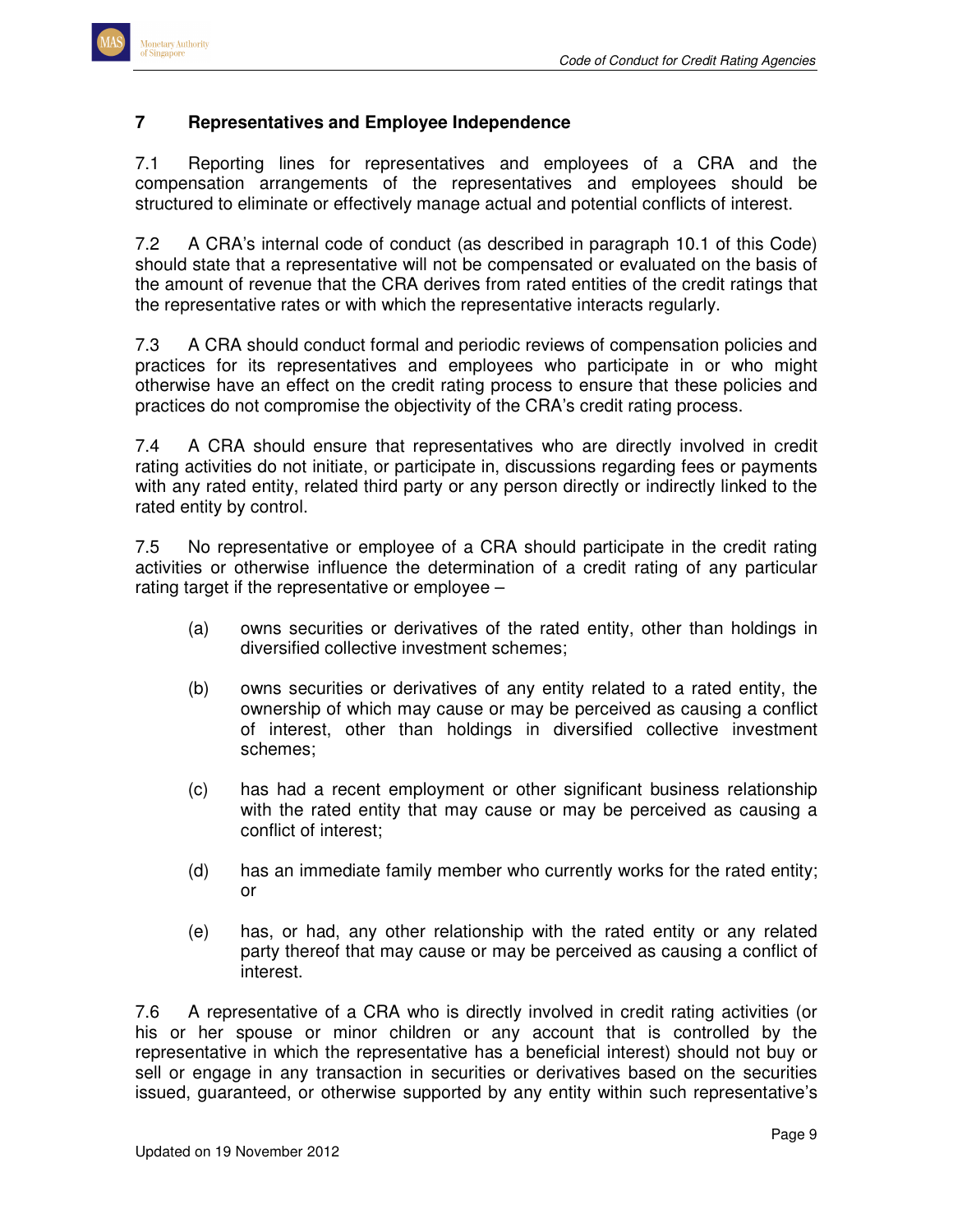## 7 Representatives and Employee Independence

7.1 Reporting lines for representatives and employees of a CRA and the compensation arrangements of the representatives and employees should be structured to eliminate or effectively manage actual and potential conflicts of interest.

7.2 A CRA's internal code of conduct (as described in paragraph 10.1 of this Code) should state that a representative will not be compensated or evaluated on the basis of the amount of revenue that the CRA derives from rated entities of the credit ratings that the representative rates or with which the representative interacts regularly.

7.3 A CRA should conduct formal and periodic reviews of compensation policies and practices for its representatives and employees who participate in or who might otherwise have an effect on the credit rating process to ensure that these policies and practices do not compromise the objectivity of the CRA's credit rating process.

7.4 A CRA should ensure that representatives who are directly involved in credit rating activities do not initiate, or participate in, discussions regarding fees or payments with any rated entity, related third party or any person directly or indirectly linked to the rated entity by control.

7.5 No representative or employee of a CRA should participate in the credit rating activities or otherwise influence the determination of a credit rating of any particular rating target if the representative or employee –

(a) owns securities or derivatives of the rated entity, other than holdings in diversified collective investment schemes;

(b) owns securities or derivatives of any entity related to a rated entity, the ownership of which may cause or may be perceived as causing a conflict of interest, other than holdings in diversified collective investment schemes;

(c) has had a recent employment or other significant business relationship with the rated entity that may cause or may be perceived as causing a conflict of interest;

(d) has an immediate family member who currently works for the rated entity; or

(e) has, or had, any other relationship with the rated entity or any related party thereof that may cause or may be perceived as causing a conflict of interest.

7.6 A representative of a CRA who is directly involved in credit rating activities (or his or her spouse or minor children or any account that is controlled by the representative in which the representative has a beneficial interest) should not buy or sell or engage in any transaction in securities or derivatives based on the securities issued, guaranteed, or otherwise supported by any entity within such representative's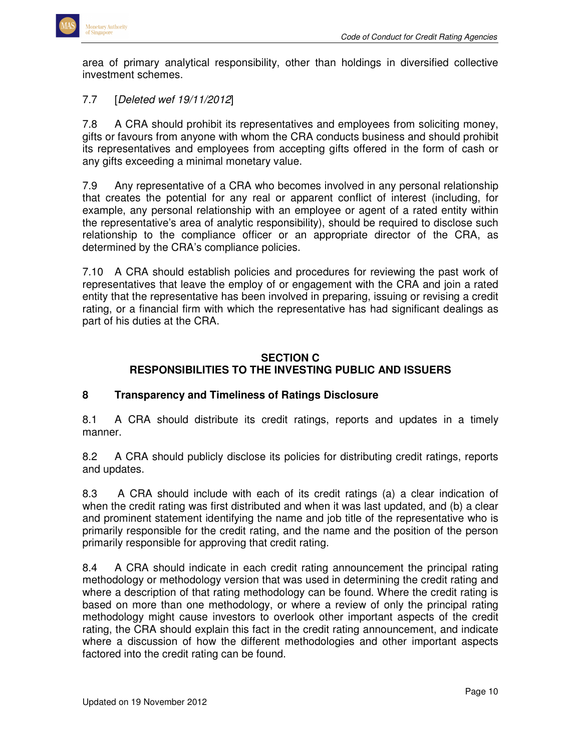area of primary analytical responsibility, other than holdings in diversified collective investment schemes.

7.7 [*Deleted wef 19/11/2012*]

7.8 A CRA should prohibit its representatives and employees from soliciting money, gifts or favours from anyone with whom the CRA conducts business and should prohibit its representatives and employees from accepting gifts offered in the form of cash or any gifts exceeding a minimal monetary value.

7.9 Any representative of a CRA who becomes involved in any personal relationship that creates the potential for any real or apparent conflict of interest (including, for example, any personal relationship with an employee or agent of a rated entity within the representative's area of analytic responsibility), should be required to disclose such relationship to the compliance officer or an appropriate director of the CRA, as determined by the CRA's compliance policies.

7.10 A CRA should establish policies and procedures for reviewing the past work of representatives that leave the employ of or engagement with the CRA and join a rated entity that the representative has been involved in preparing, issuing or revising a credit rating, or a financial firm with which the representative has had significant dealings as part of his duties at the CRA.

## SECTION C
## RESPONSIBILITIES TO THE INVESTING PUBLIC AND ISSUERS

### 8 Transparency and Timeliness of Ratings Disclosure

8.1 A CRA should distribute its credit ratings, reports and updates in a timely manner.

8.2 A CRA should publicly disclose its policies for distributing credit ratings, reports and updates.

8.3 A CRA should include with each of its credit ratings (a) a clear indication of when the credit rating was first distributed and when it was last updated, and (b) a clear and prominent statement identifying the name and job title of the representative who is primarily responsible for the credit rating, and the name and the position of the person primarily responsible for approving that credit rating.

8.4 A CRA should indicate in each credit rating announcement the principal rating methodology or methodology version that was used in determining the credit rating and where a description of that rating methodology can be found. Where the credit rating is based on more than one methodology, or where a review of only the principal rating methodology might cause investors to overlook other important aspects of the credit rating, the CRA should explain this fact in the credit rating announcement, and indicate where a discussion of how the different methodologies and other important aspects factored into the credit rating can be found.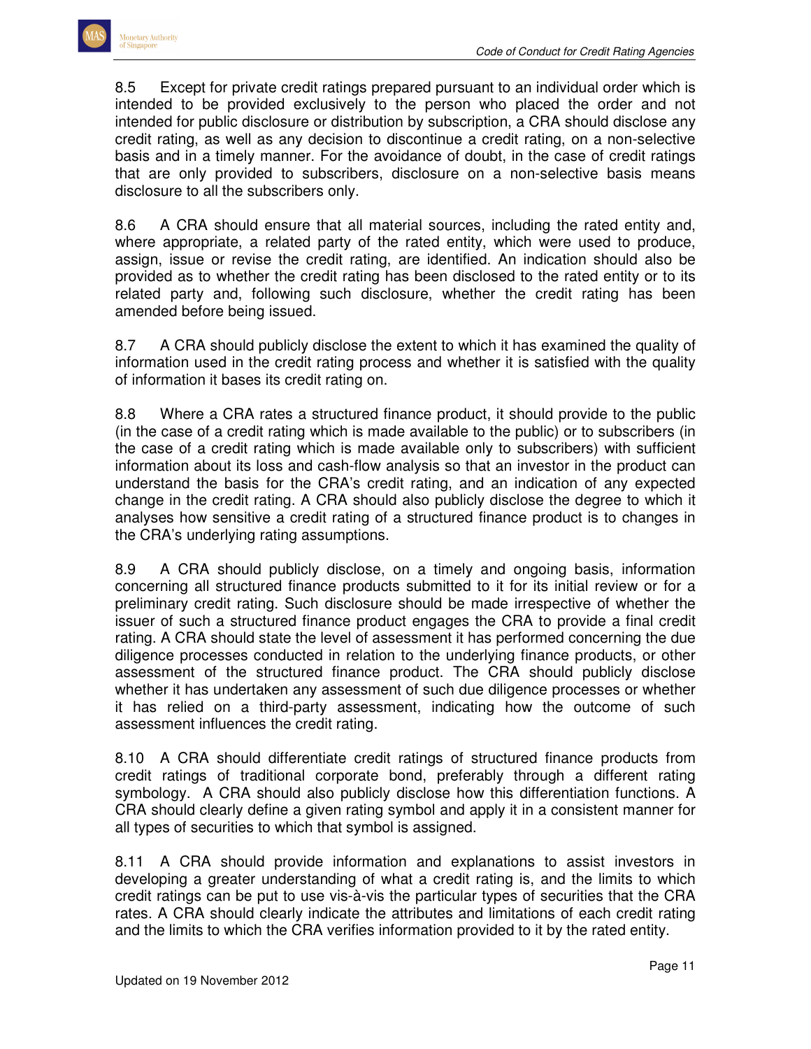8.5 Except for private credit ratings prepared pursuant to an individual order which is intended to be provided exclusively to the person who placed the order and not intended for public disclosure or distribution by subscription, a CRA should disclose any credit rating, as well as any decision to discontinue a credit rating, on a non-selective basis and in a timely manner. For the avoidance of doubt, in the case of credit ratings that are only provided to subscribers, disclosure on a non-selective basis means disclosure to all the subscribers only.

8.6 A CRA should ensure that all material sources, including the rated entity and, where appropriate, a related party of the rated entity, which were used to produce, assign, issue or revise the credit rating, are identified. An indication should also be provided as to whether the credit rating has been disclosed to the rated entity or to its related party and, following such disclosure, whether the credit rating has been amended before being issued.

8.7 A CRA should publicly disclose the extent to which it has examined the quality of information used in the credit rating process and whether it is satisfied with the quality of information it bases its credit rating on.

8.8 Where a CRA rates a structured finance product, it should provide to the public (in the case of a credit rating which is made available to the public) or to subscribers (in the case of a credit rating which is made available only to subscribers) with sufficient information about its loss and cash-flow analysis so that an investor in the product can understand the basis for the CRA's credit rating, and an indication of any expected change in the credit rating. A CRA should also publicly disclose the degree to which it analyses how sensitive a credit rating of a structured finance product is to changes in the CRA's underlying rating assumptions.

8.9 A CRA should publicly disclose, on a timely and ongoing basis, information concerning all structured finance products submitted to it for its initial review or for a preliminary credit rating. Such disclosure should be made irrespective of whether the issuer of such a structured finance product engages the CRA to provide a final credit rating. A CRA should state the level of assessment it has performed concerning the due diligence processes conducted in relation to the underlying finance products, or other assessment of the structured finance product. The CRA should publicly disclose whether it has undertaken any assessment of such due diligence processes or whether it has relied on a third-party assessment, indicating how the outcome of such assessment influences the credit rating.

8.10 A CRA should differentiate credit ratings of structured finance products from credit ratings of traditional corporate bond, preferably through a different rating symbology. A CRA should also publicly disclose how this differentiation functions. A CRA should clearly define a given rating symbol and apply it in a consistent manner for all types of securities to which that symbol is assigned.

8.11 A CRA should provide information and explanations to assist investors in developing a greater understanding of what a credit rating is, and the limits to which credit ratings can be put to use vis-à-vis the particular types of securities that the CRA rates. A CRA should clearly indicate the attributes and limitations of each credit rating and the limits to which the CRA verifies information provided to it by the rated entity.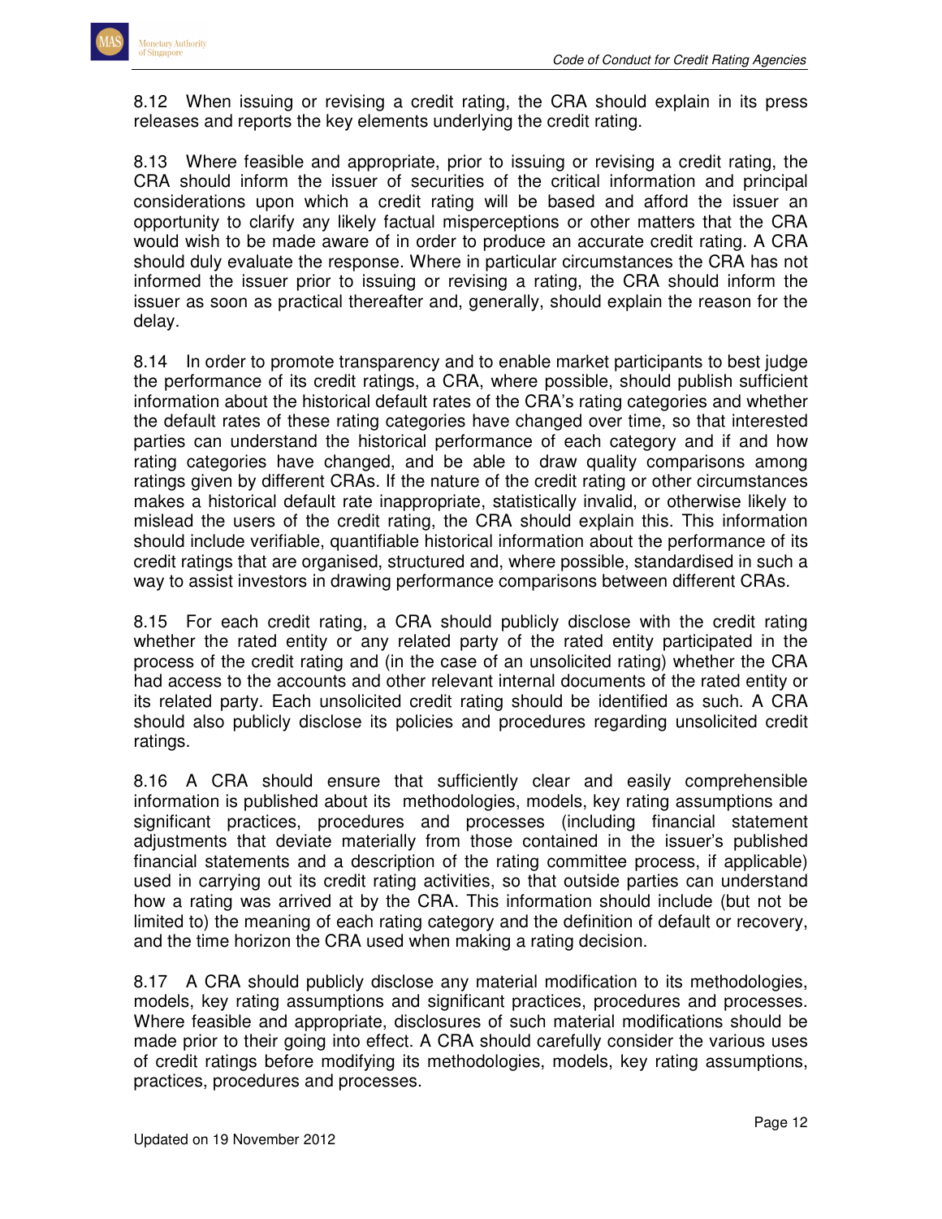8.12 When issuing or revising a credit rating, the CRA should explain in its press releases and reports the key elements underlying the credit rating.

8.13 Where feasible and appropriate, prior to issuing or revising a credit rating, the CRA should inform the issuer of securities of the critical information and principal considerations upon which a credit rating will be based and afford the issuer an opportunity to clarify any likely factual misperceptions or other matters that the CRA would wish to be made aware of in order to produce an accurate credit rating. A CRA should duly evaluate the response. Where in particular circumstances the CRA has not informed the issuer prior to issuing or revising a rating, the CRA should inform the issuer as soon as practical thereafter and, generally, should explain the reason for the delay.

8.14 In order to promote transparency and to enable market participants to best judge the performance of its credit ratings, a CRA, where possible, should publish sufficient information about the historical default rates of the CRA's rating categories and whether the default rates of these rating categories have changed over time, so that interested parties can understand the historical performance of each category and if and how rating categories have changed, and be able to draw quality comparisons among ratings given by different CRAs. If the nature of the credit rating or other circumstances makes a historical default rate inappropriate, statistically invalid, or otherwise likely to mislead the users of the credit rating, the CRA should explain this. This information should include verifiable, quantifiable historical information about the performance of its credit ratings that are organised, structured and, where possible, standardised in such a way to assist investors in drawing performance comparisons between different CRAs.

8.15 For each credit rating, a CRA should publicly disclose with the credit rating whether the rated entity or any related party of the rated entity participated in the process of the credit rating and (in the case of an unsolicited rating) whether the CRA had access to the accounts and other relevant internal documents of the rated entity or its related party. Each unsolicited credit rating should be identified as such. A CRA should also publicly disclose its policies and procedures regarding unsolicited credit ratings.

8.16 A CRA should ensure that sufficiently clear and easily comprehensible information is published about its methodologies, models, key rating assumptions and significant practices, procedures and processes (including financial statement adjustments that deviate materially from those contained in the issuer's published financial statements and a description of the rating committee process, if applicable) used in carrying out its credit rating activities, so that outside parties can understand how a rating was arrived at by the CRA. This information should include (but not be limited to) the meaning of each rating category and the definition of default or recovery, and the time horizon the CRA used when making a rating decision.

8.17 A CRA should publicly disclose any material modification to its methodologies, models, key rating assumptions and significant practices, procedures and processes. Where feasible and appropriate, disclosures of such material modifications should be made prior to their going into effect. A CRA should carefully consider the various uses of credit ratings before modifying its methodologies, models, key rating assumptions, practices, procedures and processes.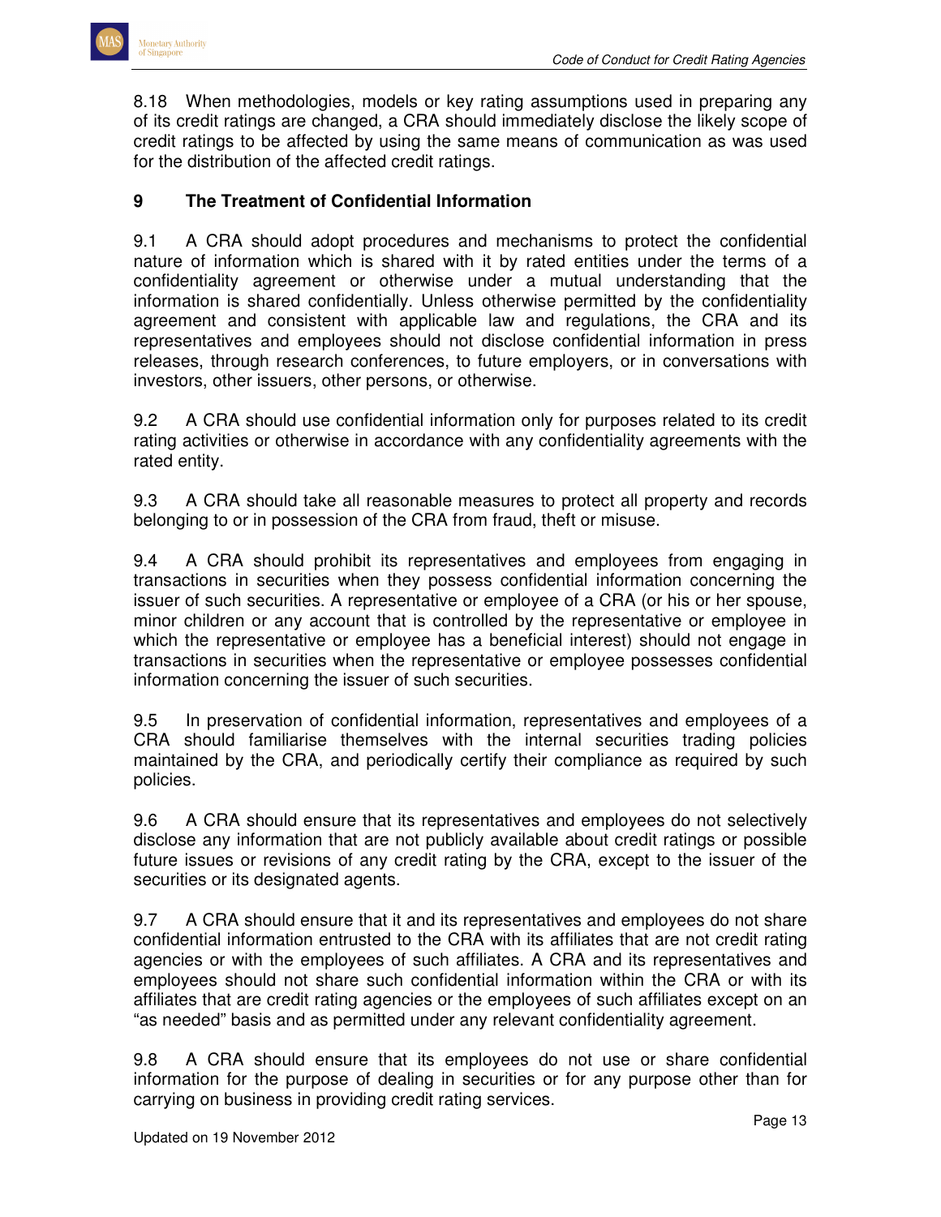8.18 When methodologies, models or key rating assumptions used in preparing any of its credit ratings are changed, a CRA should immediately disclose the likely scope of credit ratings to be affected by using the same means of communication as was used for the distribution of the affected credit ratings.

## 9 The Treatment of Confidential Information

9.1 A CRA should adopt procedures and mechanisms to protect the confidential nature of information which is shared with it by rated entities under the terms of a confidentiality agreement or otherwise under a mutual understanding that the information is shared confidentially. Unless otherwise permitted by the confidentiality agreement and consistent with applicable law and regulations, the CRA and its representatives and employees should not disclose confidential information in press releases, through research conferences, to future employers, or in conversations with investors, other issuers, other persons, or otherwise.

9.2 A CRA should use confidential information only for purposes related to its credit rating activities or otherwise in accordance with any confidentiality agreements with the rated entity.

9.3 A CRA should take all reasonable measures to protect all property and records belonging to or in possession of the CRA from fraud, theft or misuse.

9.4 A CRA should prohibit its representatives and employees from engaging in transactions in securities when they possess confidential information concerning the issuer of such securities. A representative or employee of a CRA (or his or her spouse, minor children or any account that is controlled by the representative or employee in which the representative or employee has a beneficial interest) should not engage in transactions in securities when the representative or employee possesses confidential information concerning the issuer of such securities.

9.5 In preservation of confidential information, representatives and employees of a CRA should familiarise themselves with the internal securities trading policies maintained by the CRA, and periodically certify their compliance as required by such policies.

9.6 A CRA should ensure that its representatives and employees do not selectively disclose any information that are not publicly available about credit ratings or possible future issues or revisions of any credit rating by the CRA, except to the issuer of the securities or its designated agents.

9.7 A CRA should ensure that it and its representatives and employees do not share confidential information entrusted to the CRA with its affiliates that are not credit rating agencies or with the employees of such affiliates. A CRA and its representatives and employees should not share such confidential information within the CRA or with its affiliates that are credit rating agencies or the employees of such affiliates except on an "as needed" basis and as permitted under any relevant confidentiality agreement.

9.8 A CRA should ensure that its employees do not use or share confidential information for the purpose of dealing in securities or for any purpose other than for carrying on business in providing credit rating services.

Updated on 19 November 2012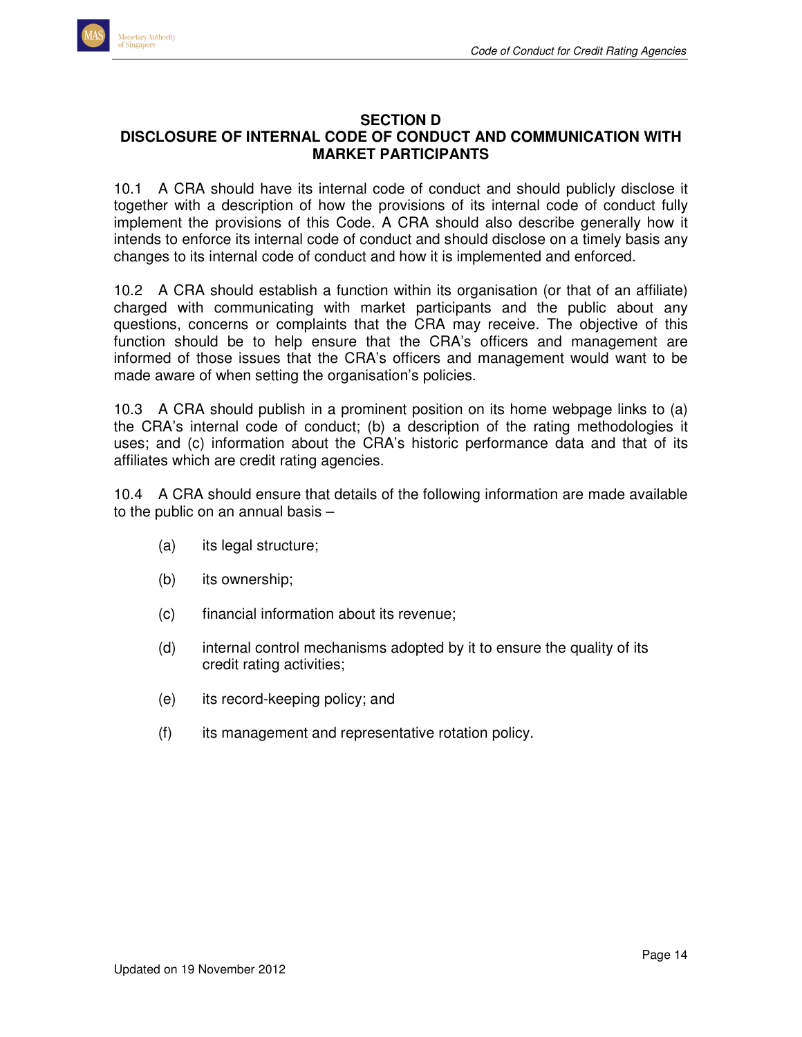## SECTION D
## DISCLOSURE OF INTERNAL CODE OF CONDUCT AND COMMUNICATION WITH MARKET PARTICIPANTS

10.1 A CRA should have its internal code of conduct and should publicly disclose it together with a description of how the provisions of its internal code of conduct fully implement the provisions of this Code. A CRA should also describe generally how it intends to enforce its internal code of conduct and should disclose on a timely basis any changes to its internal code of conduct and how it is implemented and enforced.

10.2 A CRA should establish a function within its organisation (or that of an affiliate) charged with communicating with market participants and the public about any questions, concerns or complaints that the CRA may receive. The objective of this function should be to help ensure that the CRA's officers and management are informed of those issues that the CRA's officers and management would want to be made aware of when setting the organisation's policies.

10.3 A CRA should publish in a prominent position on its home webpage links to (a) the CRA's internal code of conduct; (b) a description of the rating methodologies it uses; and (c) information about the CRA's historic performance data and that of its affiliates which are credit rating agencies.

10.4 A CRA should ensure that details of the following information are made available to the public on an annual basis –

(a) its legal structure;

(b) its ownership;

(c) financial information about its revenue;

(d) internal control mechanisms adopted by it to ensure the quality of its credit rating activities;

(e) its record-keeping policy; and

(f) its management and representative rotation policy.

Updated on 19 November 2012